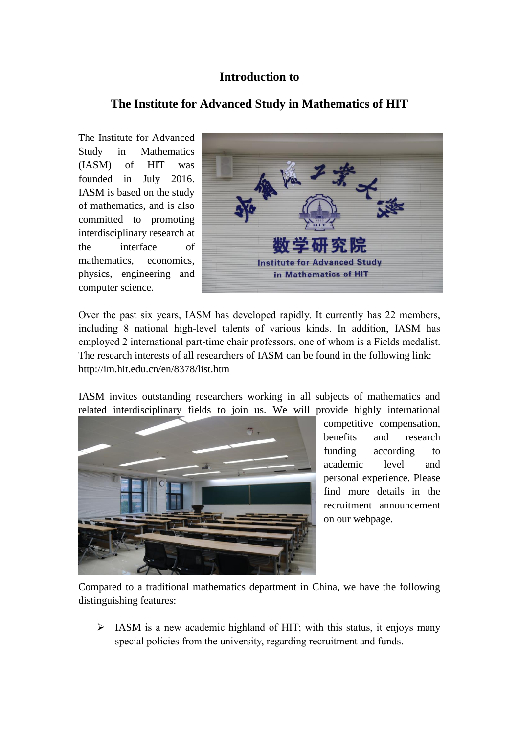# Introduction to

# The Institute for Advanced Study in Mathematics of HIT

The Institute for Advanced Study in Mathematics (IASM) of HIT was founded in July 2016. IASM is based on the study of mathematics, and is also committed to promoting interdisciplinary research at the interface of mathematics, economics, physics, engineering and computer science.

Over the past six years, IASM has developed rapidly. It currently has 22 members, including 8 national high-level talents of various kinds. In addition, IASM has employed 2 international part-time chair professors, one of whom is a Fields medalist. The research interests of all researchers of IASM can be found in the following link: http://im.hit.edu.cn/en/8378/list.htm

IASM invites outstanding researchers working in all subjects of mathematics and related interdisciplinary fields to join us. We will provide highly international competitive compensation, benefits and research funding according to academic level and personal experience. Please find more details in the recruitment announcement on our webpage.

Compared to a traditional mathematics department in China, we have the following distinguishing features:

- IASM is a new academic highland of HIT; with this status, it enjoys many special policies from the university, regarding recruitment and funds.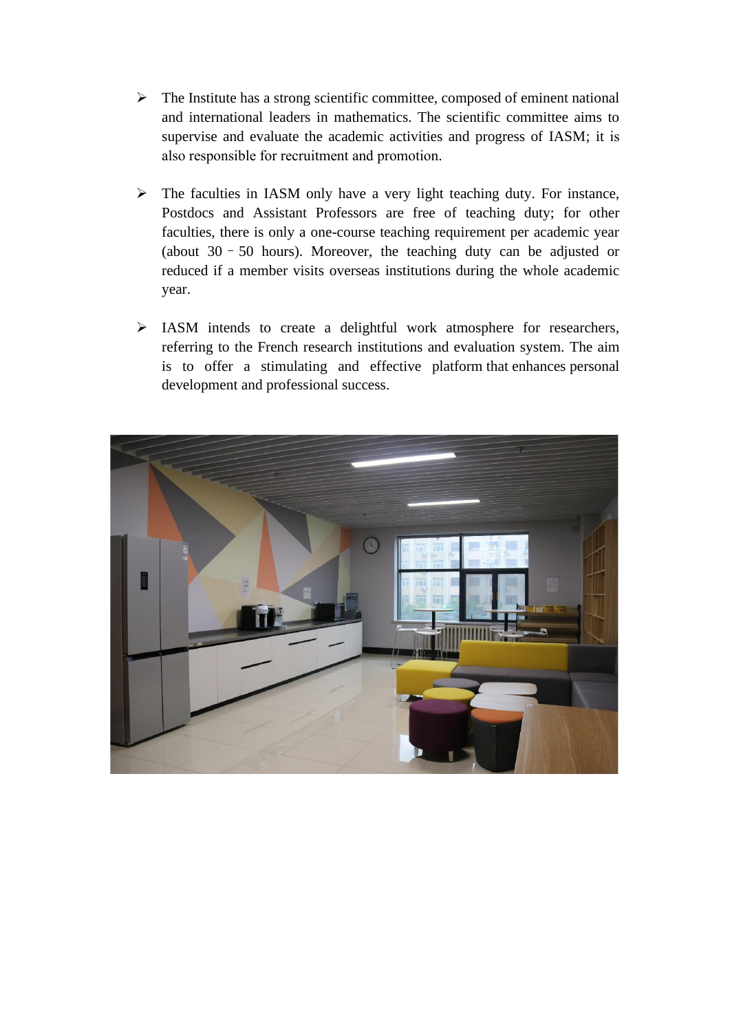- The Institute has a strong scientific committee, composed of eminent national and international leaders in mathematics. The scientific committee aims to supervise and evaluate the academic activities and progress of IASM; it is also responsible for recruitment and promotion.

- The faculties in IASM only have a very light teaching duty. For instance, Postdocs and Assistant Professors are free of teaching duty; for other faculties, there is only a one-course teaching requirement per academic year (about 30 – 50 hours). Moreover, the teaching duty can be adjusted or reduced if a member visits overseas institutions during the whole academic year.

- IASM intends to create a delightful work atmosphere for researchers, referring to the French research institutions and evaluation system. The aim is to offer a stimulating and effective platform that enhances personal development and professional success.